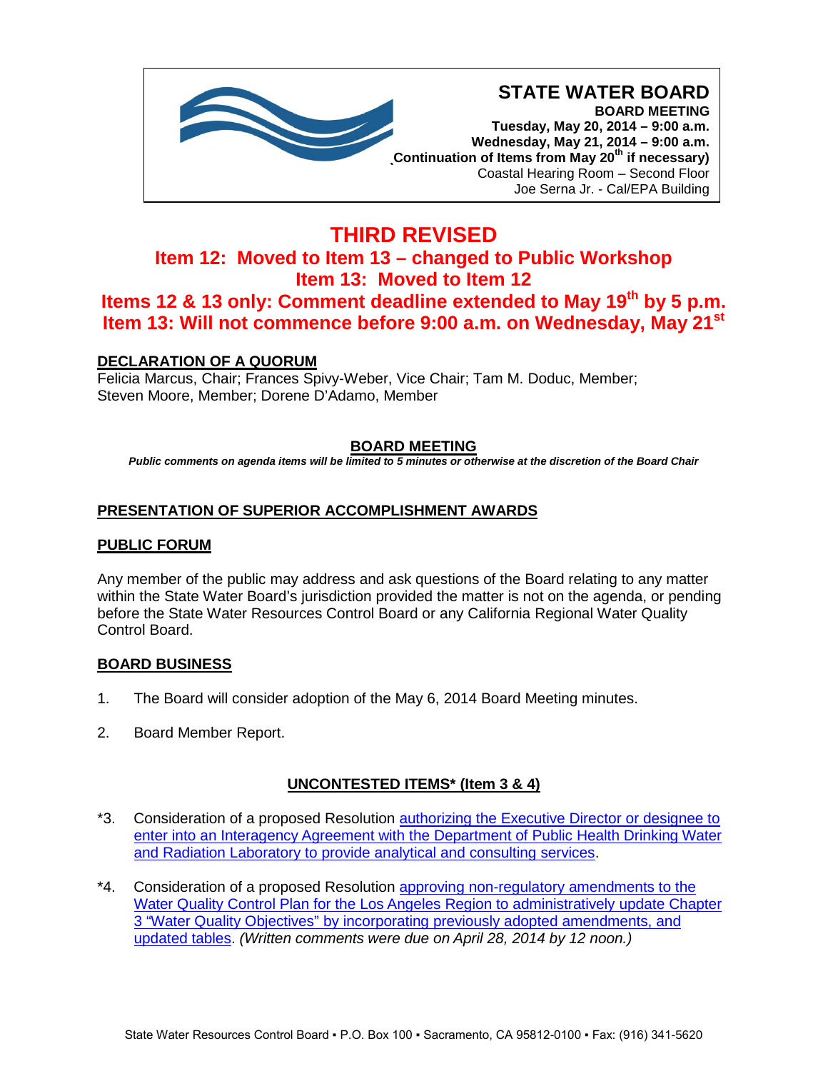# STATE WATER BOARD

**BOARD MEETING**
**Tuesday, May 20, 2014 – 9:00 a.m.**
**Wednesday, May 21, 2014 – 9:00 a.m.**
**(Continuation of Items from May 20th if necessary)**
Coastal Hearing Room – Second Floor
Joe Serna Jr. - Cal/EPA Building

## THIRD REVISED

### Item 12: Moved to Item 13 – changed to Public Workshop
### Item 13: Moved to Item 12
### Items 12 & 13 only: Comment deadline extended to May 19th by 5 p.m.
### Item 13: Will not commence before 9:00 a.m. on Wednesday, May 21st

**DECLARATION OF A QUORUM**

Felicia Marcus, Chair; Frances Spivy-Weber, Vice Chair; Tam M. Doduc, Member; Steven Moore, Member; Dorene D'Adamo, Member

**BOARD MEETING**

***Public comments on agenda items will be limited to 5 minutes or otherwise at the discretion of the Board Chair***

**PRESENTATION OF SUPERIOR ACCOMPLISHMENT AWARDS**

**PUBLIC FORUM**

Any member of the public may address and ask questions of the Board relating to any matter within the State Water Board's jurisdiction provided the matter is not on the agenda, or pending before the State Water Resources Control Board or any California Regional Water Quality Control Board.

**BOARD BUSINESS**

1. The Board will consider adoption of the May 6, 2014 Board Meeting minutes.

2. Board Member Report.

**UNCONTESTED ITEMS* (Item 3 & 4)**

*3. Consideration of a proposed Resolution authorizing the Executive Director or designee to enter into an Interagency Agreement with the Department of Public Health Drinking Water and Radiation Laboratory to provide analytical and consulting services.

*4. Consideration of a proposed Resolution approving non-regulatory amendments to the Water Quality Control Plan for the Los Angeles Region to administratively update Chapter 3 "Water Quality Objectives" by incorporating previously adopted amendments, and updated tables. *(Written comments were due on April 28, 2014 by 12 noon.)*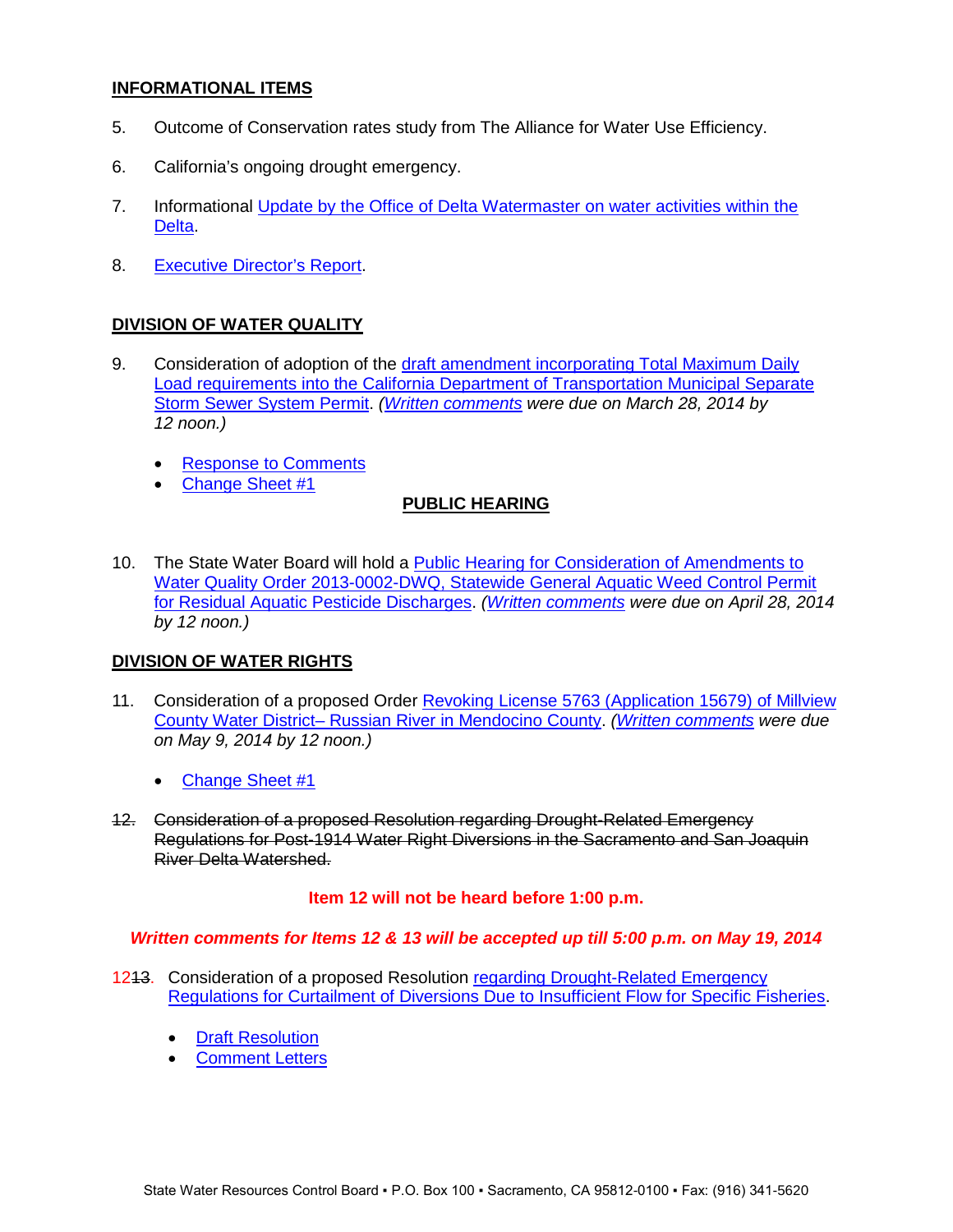## INFORMATIONAL ITEMS

5. Outcome of Conservation rates study from The Alliance for Water Use Efficiency.

6. California's ongoing drought emergency.

7. Informational Update by the Office of Delta Watermaster on water activities within the Delta.

8. Executive Director's Report.

## DIVISION OF WATER QUALITY

9. Consideration of adoption of the draft amendment incorporating Total Maximum Daily Load requirements into the California Department of Transportation Municipal Separate Storm Sewer System Permit. *(Written comments were due on March 28, 2014 by 12 noon.)*

   - Response to Comments
   - Change Sheet #1

**PUBLIC HEARING**

10. The State Water Board will hold a Public Hearing for Consideration of Amendments to Water Quality Order 2013-0002-DWQ, Statewide General Aquatic Weed Control Permit for Residual Aquatic Pesticide Discharges. *(Written comments were due on April 28, 2014 by 12 noon.)*

## DIVISION OF WATER RIGHTS

11. Consideration of a proposed Order Revoking License 5763 (Application 15679) of Millview County Water District– Russian River in Mendocino County. *(Written comments were due on May 9, 2014 by 12 noon.)*

    - Change Sheet #1

~~12. Consideration of a proposed Resolution regarding Drought-Related Emergency Regulations for Post-1914 Water Right Diversions in the Sacramento and San Joaquin River Delta Watershed.~~

**Item 12 will not be heard before 1:00 p.m.**

***Written comments for Items 12 & 13 will be accepted up till 5:00 p.m. on May 19, 2014***

12~~13~~. Consideration of a proposed Resolution regarding Drought-Related Emergency Regulations for Curtailment of Diversions Due to Insufficient Flow for Specific Fisheries.

   - Draft Resolution
   - Comment Letters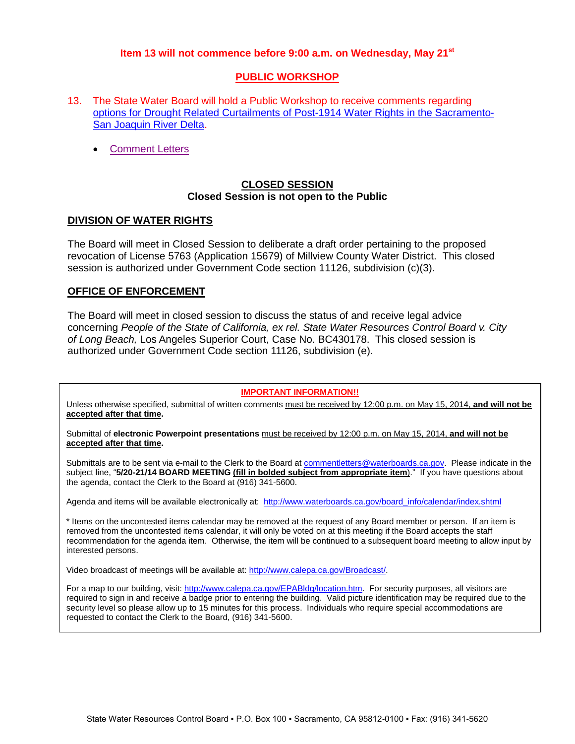**Item 13 will not commence before 9:00 a.m. on Wednesday, May 21st**

## PUBLIC WORKSHOP

13. The State Water Board will hold a Public Workshop to receive comments regarding options for Drought Related Curtailments of Post-1914 Water Rights in the Sacramento-San Joaquin River Delta.

    - Comment Letters

## CLOSED SESSION

**Closed Session is not open to the Public**

### DIVISION OF WATER RIGHTS

The Board will meet in Closed Session to deliberate a draft order pertaining to the proposed revocation of License 5763 (Application 15679) of Millview County Water District. This closed session is authorized under Government Code section 11126, subdivision (c)(3).

### OFFICE OF ENFORCEMENT

The Board will meet in closed session to discuss the status of and receive legal advice concerning *People of the State of California, ex rel. State Water Resources Control Board v. City of Long Beach,* Los Angeles Superior Court, Case No. BC430178. This closed session is authorized under Government Code section 11126, subdivision (e).

---

**IMPORTANT INFORMATION!!**

Unless otherwise specified, submittal of written comments must be received by 12:00 p.m. on May 15, 2014, **and will not be accepted after that time.**

Submittal of **electronic Powerpoint presentations** must be received by 12:00 p.m. on May 15, 2014, **and will not be accepted after that time.**

Submittals are to be sent via e-mail to the Clerk to the Board at commentletters@waterboards.ca.gov. Please indicate in the subject line, "**5/20-21/14 BOARD MEETING (fill in bolded subject from appropriate item)**." If you have questions about the agenda, contact the Clerk to the Board at (916) 341-5600.

Agenda and items will be available electronically at: http://www.waterboards.ca.gov/board_info/calendar/index.shtml

* Items on the uncontested items calendar may be removed at the request of any Board member or person. If an item is removed from the uncontested items calendar, it will only be voted on at this meeting if the Board accepts the staff recommendation for the agenda item. Otherwise, the item will be continued to a subsequent board meeting to allow input by interested persons.

Video broadcast of meetings will be available at: http://www.calepa.ca.gov/Broadcast/.

For a map to our building, visit: http://www.calepa.ca.gov/EPABldg/location.htm. For security purposes, all visitors are required to sign in and receive a badge prior to entering the building. Valid picture identification may be required due to the security level so please allow up to 15 minutes for this process. Individuals who require special accommodations are requested to contact the Clerk to the Board, (916) 341-5600.

State Water Resources Control Board ▪ P.O. Box 100 ▪ Sacramento, CA 95812-0100 ▪ Fax: (916) 341-5620